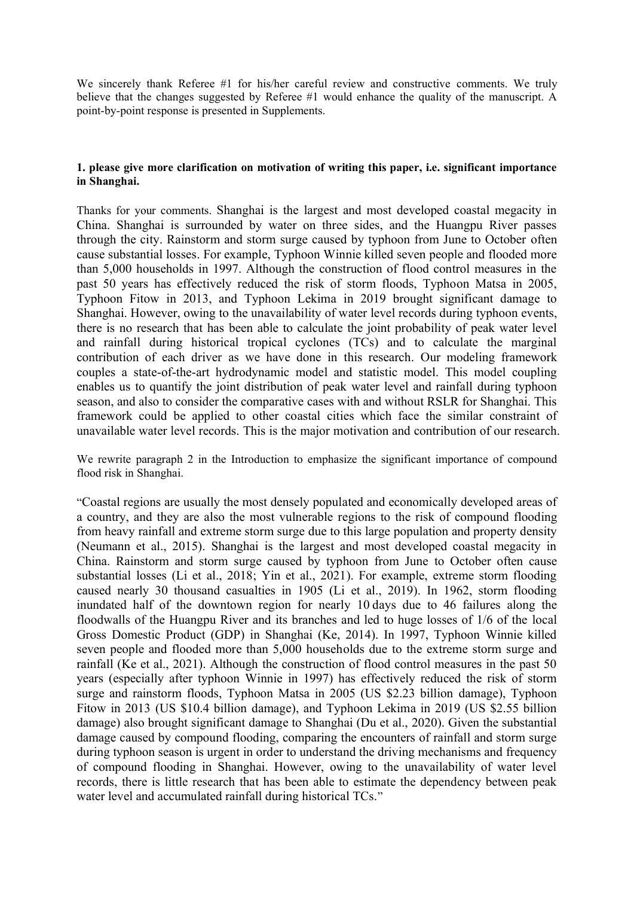We sincerely thank Referee #1 for his/her careful review and constructive comments. We truly believe that the changes suggested by Referee #1 would enhance the quality of the manuscript. A point-by-point response is presented in Supplements.

**1. please give more clarification on motivation of writing this paper, i.e. significant importance in Shanghai.**

Thanks for your comments. Shanghai is the largest and most developed coastal megacity in China. Shanghai is surrounded by water on three sides, and the Huangpu River passes through the city. Rainstorm and storm surge caused by typhoon from June to October often cause substantial losses. For example, Typhoon Winnie killed seven people and flooded more than 5,000 households in 1997. Although the construction of flood control measures in the past 50 years has effectively reduced the risk of storm floods, Typhoon Matsa in 2005, Typhoon Fitow in 2013, and Typhoon Lekima in 2019 brought significant damage to Shanghai. However, owing to the unavailability of water level records during typhoon events, there is no research that has been able to calculate the joint probability of peak water level and rainfall during historical tropical cyclones (TCs) and to calculate the marginal contribution of each driver as we have done in this research. Our modeling framework couples a state-of-the-art hydrodynamic model and statistic model. This model coupling enables us to quantify the joint distribution of peak water level and rainfall during typhoon season, and also to consider the comparative cases with and without RSLR for Shanghai. This framework could be applied to other coastal cities which face the similar constraint of unavailable water level records. This is the major motivation and contribution of our research.

We rewrite paragraph 2 in the Introduction to emphasize the significant importance of compound flood risk in Shanghai.

"Coastal regions are usually the most densely populated and economically developed areas of a country, and they are also the most vulnerable regions to the risk of compound flooding from heavy rainfall and extreme storm surge due to this large population and property density (Neumann et al., 2015). Shanghai is the largest and most developed coastal megacity in China. Rainstorm and storm surge caused by typhoon from June to October often cause substantial losses (Li et al., 2018; Yin et al., 2021). For example, extreme storm flooding caused nearly 30 thousand casualties in 1905 (Li et al., 2019). In 1962, storm flooding inundated half of the downtown region for nearly 10 days due to 46 failures along the floodwalls of the Huangpu River and its branches and led to huge losses of 1/6 of the local Gross Domestic Product (GDP) in Shanghai (Ke, 2014). In 1997, Typhoon Winnie killed seven people and flooded more than 5,000 households due to the extreme storm surge and rainfall (Ke et al., 2021). Although the construction of flood control measures in the past 50 years (especially after typhoon Winnie in 1997) has effectively reduced the risk of storm surge and rainstorm floods, Typhoon Matsa in 2005 (US $2.23 billion damage), Typhoon Fitow in 2013 (US $10.4 billion damage), and Typhoon Lekima in 2019 (US $2.55 billion damage) also brought significant damage to Shanghai (Du et al., 2020). Given the substantial damage caused by compound flooding, comparing the encounters of rainfall and storm surge during typhoon season is urgent in order to understand the driving mechanisms and frequency of compound flooding in Shanghai. However, owing to the unavailability of water level records, there is little research that has been able to estimate the dependency between peak water level and accumulated rainfall during historical TCs."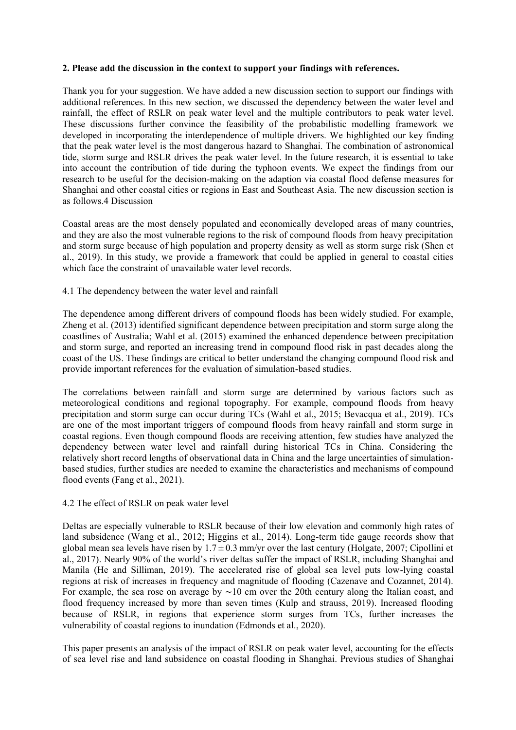**2. Please add the discussion in the context to support your findings with references.**

Thank you for your suggestion. We have added a new discussion section to support our findings with additional references. In this new section, we discussed the dependency between the water level and rainfall, the effect of RSLR on peak water level and the multiple contributors to peak water level. These discussions further convince the feasibility of the probabilistic modelling framework we developed in incorporating the interdependence of multiple drivers. We highlighted our key finding that the peak water level is the most dangerous hazard to Shanghai. The combination of astronomical tide, storm surge and RSLR drives the peak water level. In the future research, it is essential to take into account the contribution of tide during the typhoon events. We expect the findings from our research to be useful for the decision-making on the adaption via coastal flood defense measures for Shanghai and other coastal cities or regions in East and Southeast Asia. The new discussion section is as follows.4 Discussion

Coastal areas are the most densely populated and economically developed areas of many countries, and they are also the most vulnerable regions to the risk of compound floods from heavy precipitation and storm surge because of high population and property density as well as storm surge risk (Shen et al., 2019). In this study, we provide a framework that could be applied in general to coastal cities which face the constraint of unavailable water level records.

4.1 The dependency between the water level and rainfall

The dependence among different drivers of compound floods has been widely studied. For example, Zheng et al. (2013) identified significant dependence between precipitation and storm surge along the coastlines of Australia; Wahl et al. (2015) examined the enhanced dependence between precipitation and storm surge, and reported an increasing trend in compound flood risk in past decades along the coast of the US. These findings are critical to better understand the changing compound flood risk and provide important references for the evaluation of simulation-based studies.

The correlations between rainfall and storm surge are determined by various factors such as meteorological conditions and regional topography. For example, compound floods from heavy precipitation and storm surge can occur during TCs (Wahl et al., 2015; Bevacqua et al., 2019). TCs are one of the most important triggers of compound floods from heavy rainfall and storm surge in coastal regions. Even though compound floods are receiving attention, few studies have analyzed the dependency between water level and rainfall during historical TCs in China. Considering the relatively short record lengths of observational data in China and the large uncertainties of simulation-based studies, further studies are needed to examine the characteristics and mechanisms of compound flood events (Fang et al., 2021).

4.2 The effect of RSLR on peak water level

Deltas are especially vulnerable to RSLR because of their low elevation and commonly high rates of land subsidence (Wang et al., 2012; Higgins et al., 2014). Long-term tide gauge records show that global mean sea levels have risen by $1.7 \pm 0.3$ mm/yr over the last century (Holgate, 2007; Cipollini et al., 2017). Nearly 90% of the world's river deltas suffer the impact of RSLR, including Shanghai and Manila (He and Silliman, 2019). The accelerated rise of global sea level puts low-lying coastal regions at risk of increases in frequency and magnitude of flooding (Cazenave and Cozannet, 2014). For example, the sea rose on average by ∼10 cm over the 20th century along the Italian coast, and flood frequency increased by more than seven times (Kulp and strauss, 2019). Increased flooding because of RSLR, in regions that experience storm surges from TCs, further increases the vulnerability of coastal regions to inundation (Edmonds et al., 2020).

This paper presents an analysis of the impact of RSLR on peak water level, accounting for the effects of sea level rise and land subsidence on coastal flooding in Shanghai. Previous studies of Shanghai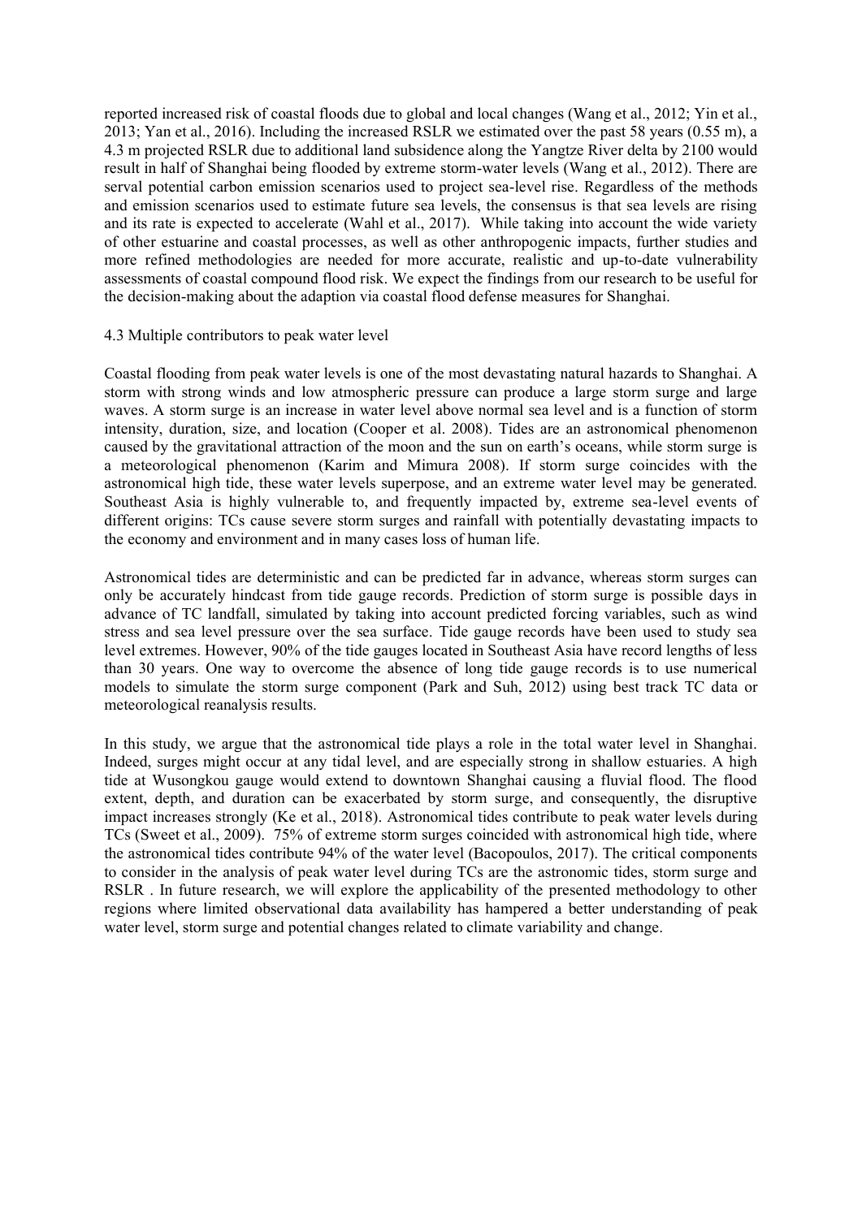reported increased risk of coastal floods due to global and local changes (Wang et al., 2012; Yin et al., 2013; Yan et al., 2016). Including the increased RSLR we estimated over the past 58 years (0.55 m), a 4.3 m projected RSLR due to additional land subsidence along the Yangtze River delta by 2100 would result in half of Shanghai being flooded by extreme storm-water levels (Wang et al., 2012). There are serval potential carbon emission scenarios used to project sea-level rise. Regardless of the methods and emission scenarios used to estimate future sea levels, the consensus is that sea levels are rising and its rate is expected to accelerate (Wahl et al., 2017). While taking into account the wide variety of other estuarine and coastal processes, as well as other anthropogenic impacts, further studies and more refined methodologies are needed for more accurate, realistic and up-to-date vulnerability assessments of coastal compound flood risk. We expect the findings from our research to be useful for the decision-making about the adaption via coastal flood defense measures for Shanghai.

### 4.3 Multiple contributors to peak water level

Coastal flooding from peak water levels is one of the most devastating natural hazards to Shanghai. A storm with strong winds and low atmospheric pressure can produce a large storm surge and large waves. A storm surge is an increase in water level above normal sea level and is a function of storm intensity, duration, size, and location (Cooper et al. 2008). Tides are an astronomical phenomenon caused by the gravitational attraction of the moon and the sun on earth's oceans, while storm surge is a meteorological phenomenon (Karim and Mimura 2008). If storm surge coincides with the astronomical high tide, these water levels superpose, and an extreme water level may be generated. Southeast Asia is highly vulnerable to, and frequently impacted by, extreme sea-level events of different origins: TCs cause severe storm surges and rainfall with potentially devastating impacts to the economy and environment and in many cases loss of human life.

Astronomical tides are deterministic and can be predicted far in advance, whereas storm surges can only be accurately hindcast from tide gauge records. Prediction of storm surge is possible days in advance of TC landfall, simulated by taking into account predicted forcing variables, such as wind stress and sea level pressure over the sea surface. Tide gauge records have been used to study sea level extremes. However, 90% of the tide gauges located in Southeast Asia have record lengths of less than 30 years. One way to overcome the absence of long tide gauge records is to use numerical models to simulate the storm surge component (Park and Suh, 2012) using best track TC data or meteorological reanalysis results.

In this study, we argue that the astronomical tide plays a role in the total water level in Shanghai. Indeed, surges might occur at any tidal level, and are especially strong in shallow estuaries. A high tide at Wusongkou gauge would extend to downtown Shanghai causing a fluvial flood. The flood extent, depth, and duration can be exacerbated by storm surge, and consequently, the disruptive impact increases strongly (Ke et al., 2018). Astronomical tides contribute to peak water levels during TCs (Sweet et al., 2009). 75% of extreme storm surges coincided with astronomical high tide, where the astronomical tides contribute 94% of the water level (Bacopoulos, 2017). The critical components to consider in the analysis of peak water level during TCs are the astronomic tides, storm surge and RSLR . In future research, we will explore the applicability of the presented methodology to other regions where limited observational data availability has hampered a better understanding of peak water level, storm surge and potential changes related to climate variability and change.